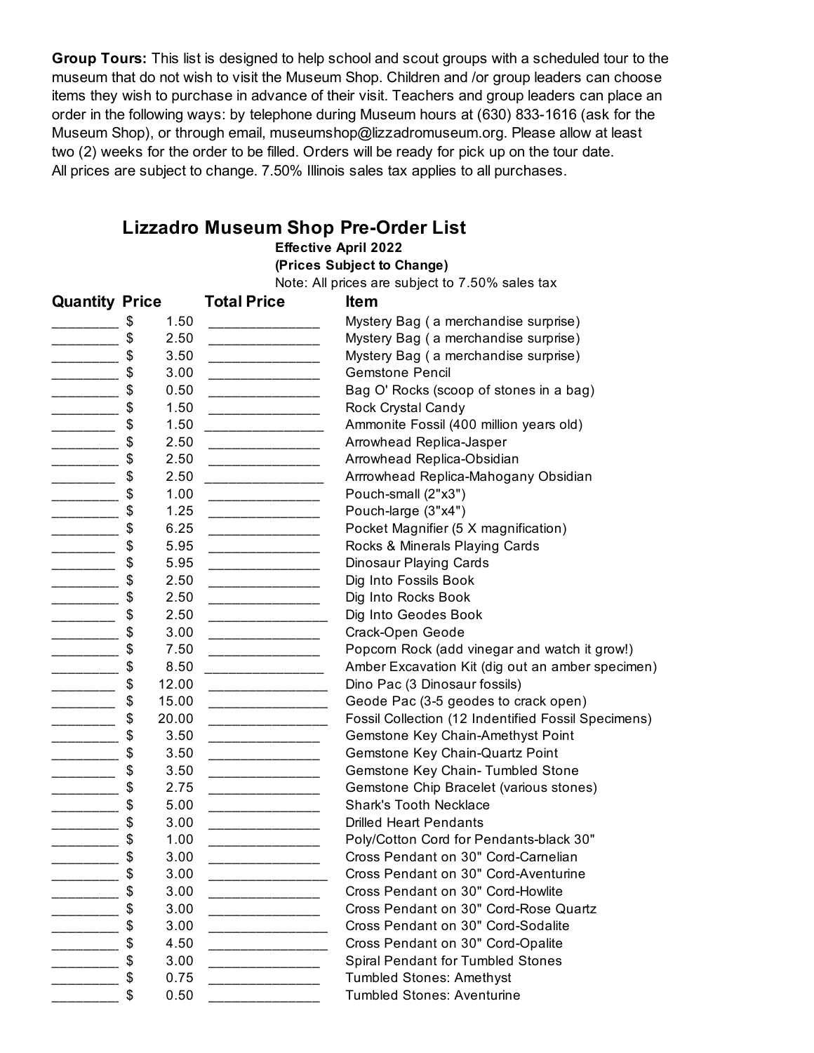**Group Tours:** This list is designed to help school and scout groups with a scheduled tour to the museum that do not wish to visit the Museum Shop. Children and /or group leaders can choose items they wish to purchase in advance of their visit. Teachers and group leaders can place an order in the following ways: by telephone during Museum hours at (630) 833-1616 (ask for the Museum Shop), or through email, museumshop@lizzadromuseum.org. Please allow at least two (2) weeks for the order to be filled. Orders will be ready for pick up on the tour date. All prices are subject to change. 7.50% Illinois sales tax applies to all purchases.

## Lizzadro Museum Shop Pre-Order List

**Effective April 2022**

**(Prices Subject to Change)**

Note: All prices are subject to 7.50% sales tax

| Quantity | Price | Total Price | Item |
|---|---|---|---|
| ________ | $ 1.50 | ______________ | Mystery Bag ( a merchandise surprise) |
| ________ | $ 2.50 | ______________ | Mystery Bag ( a merchandise surprise) |
| ________ | $ 3.50 | ______________ | Mystery Bag ( a merchandise surprise) |
| ________ | $ 3.00 | ______________ | Gemstone Pencil |
| ________ | $ 0.50 | ______________ | Bag O' Rocks (scoop of stones in a bag) |
| ________ | $ 1.50 | ______________ | Rock Crystal Candy |
| ________ | $ 1.50 | ______________ | Ammonite Fossil (400 million years old) |
| ________ | $ 2.50 | ______________ | Arrowhead Replica-Jasper |
| ________ | $ 2.50 | ______________ | Arrowhead Replica-Obsidian |
| ________ | $ 2.50 | ______________ | Arrrowhead Replica-Mahogany Obsidian |
| ________ | $ 1.00 | ______________ | Pouch-small (2"x3") |
| ________ | $ 1.25 | ______________ | Pouch-large (3"x4") |
| ________ | $ 6.25 | ______________ | Pocket Magnifier (5 X magnification) |
| ________ | $ 5.95 | ______________ | Rocks & Minerals Playing Cards |
| ________ | $ 5.95 | ______________ | Dinosaur Playing Cards |
| ________ | $ 2.50 | ______________ | Dig Into Fossils Book |
| ________ | $ 2.50 | ______________ | Dig Into Rocks Book |
| ________ | $ 2.50 | ______________ | Dig Into Geodes Book |
| ________ | $ 3.00 | ______________ | Crack-Open Geode |
| ________ | $ 7.50 | ______________ | Popcorn Rock (add vinegar and watch it grow!) |
| ________ | $ 8.50 | ______________ | Amber Excavation Kit (dig out an amber specimen) |
| ________ | $ 12.00 | ______________ | Dino Pac (3 Dinosaur fossils) |
| ________ | $ 15.00 | ______________ | Geode Pac (3-5 geodes to crack open) |
| ________ | $ 20.00 | ______________ | Fossil Collection (12 Indentified Fossil Specimens) |
| ________ | $ 3.50 | ______________ | Gemstone Key Chain-Amethyst Point |
| ________ | $ 3.50 | ______________ | Gemstone Key Chain-Quartz Point |
| ________ | $ 3.50 | ______________ | Gemstone Key Chain- Tumbled Stone |
| ________ | $ 2.75 | ______________ | Gemstone Chip Bracelet (various stones) |
| ________ | $ 5.00 | ______________ | Shark's Tooth Necklace |
| ________ | $ 3.00 | ______________ | Drilled Heart Pendants |
| ________ | $ 1.00 | ______________ | Poly/Cotton Cord for Pendants-black 30" |
| ________ | $ 3.00 | ______________ | Cross Pendant on 30" Cord-Carnelian |
| ________ | $ 3.00 | ______________ | Cross Pendant on 30" Cord-Aventurine |
| ________ | $ 3.00 | ______________ | Cross Pendant on 30" Cord-Howlite |
| ________ | $ 3.00 | ______________ | Cross Pendant on 30" Cord-Rose Quartz |
| ________ | $ 3.00 | ______________ | Cross Pendant on 30" Cord-Sodalite |
| ________ | $ 4.50 | ______________ | Cross Pendant on 30" Cord-Opalite |
| ________ | $ 3.00 | ______________ | Spiral Pendant for Tumbled Stones |
| ________ | $ 0.75 | ______________ | Tumbled Stones: Amethyst |
| ________ | $ 0.50 | ______________ | Tumbled Stones: Aventurine |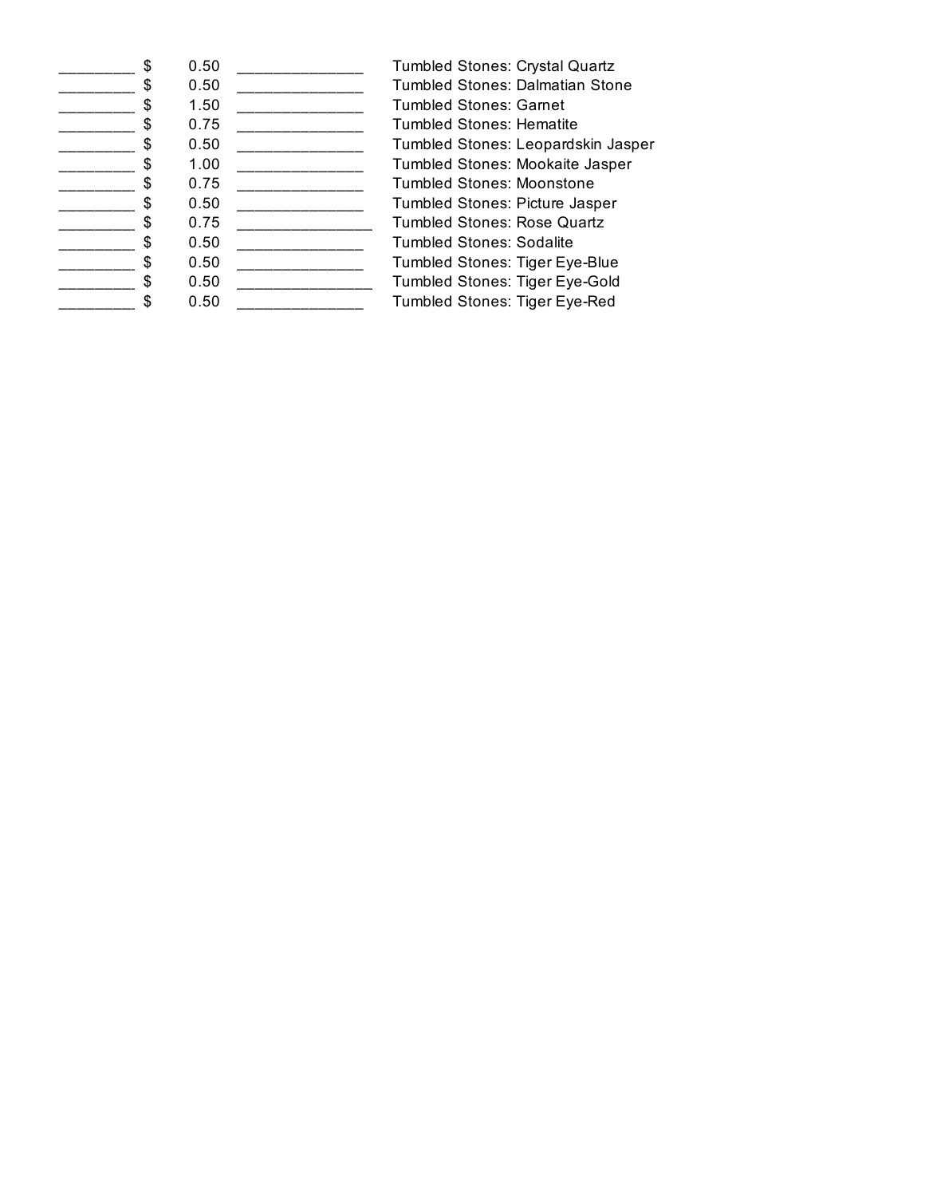| | | | | |
|---|---|---|---|---|
| _________ | $ | 0.50 | _______________ | Tumbled Stones: Crystal Quartz |
| _________ | $ | 0.50 | _______________ | Tumbled Stones: Dalmatian Stone |
| _________ | $ | 1.50 | _______________ | Tumbled Stones: Garnet |
| _________ | $ | 0.75 | _______________ | Tumbled Stones: Hematite |
| _________ | $ | 0.50 | _______________ | Tumbled Stones: Leopardskin Jasper |
| _________ | $ | 1.00 | _______________ | Tumbled Stones: Mookaite Jasper |
| _________ | $ | 0.75 | _______________ | Tumbled Stones: Moonstone |
| _________ | $ | 0.50 | _______________ | Tumbled Stones: Picture Jasper |
| _________ | $ | 0.75 | ________________ | Tumbled Stones: Rose Quartz |
| _________ | $ | 0.50 | _______________ | Tumbled Stones: Sodalite |
| _________ | $ | 0.50 | _______________ | Tumbled Stones: Tiger Eye-Blue |
| _________ | $ | 0.50 | ________________ | Tumbled Stones: Tiger Eye-Gold |
| _________ | $ | 0.50 | _______________ | Tumbled Stones: Tiger Eye-Red |